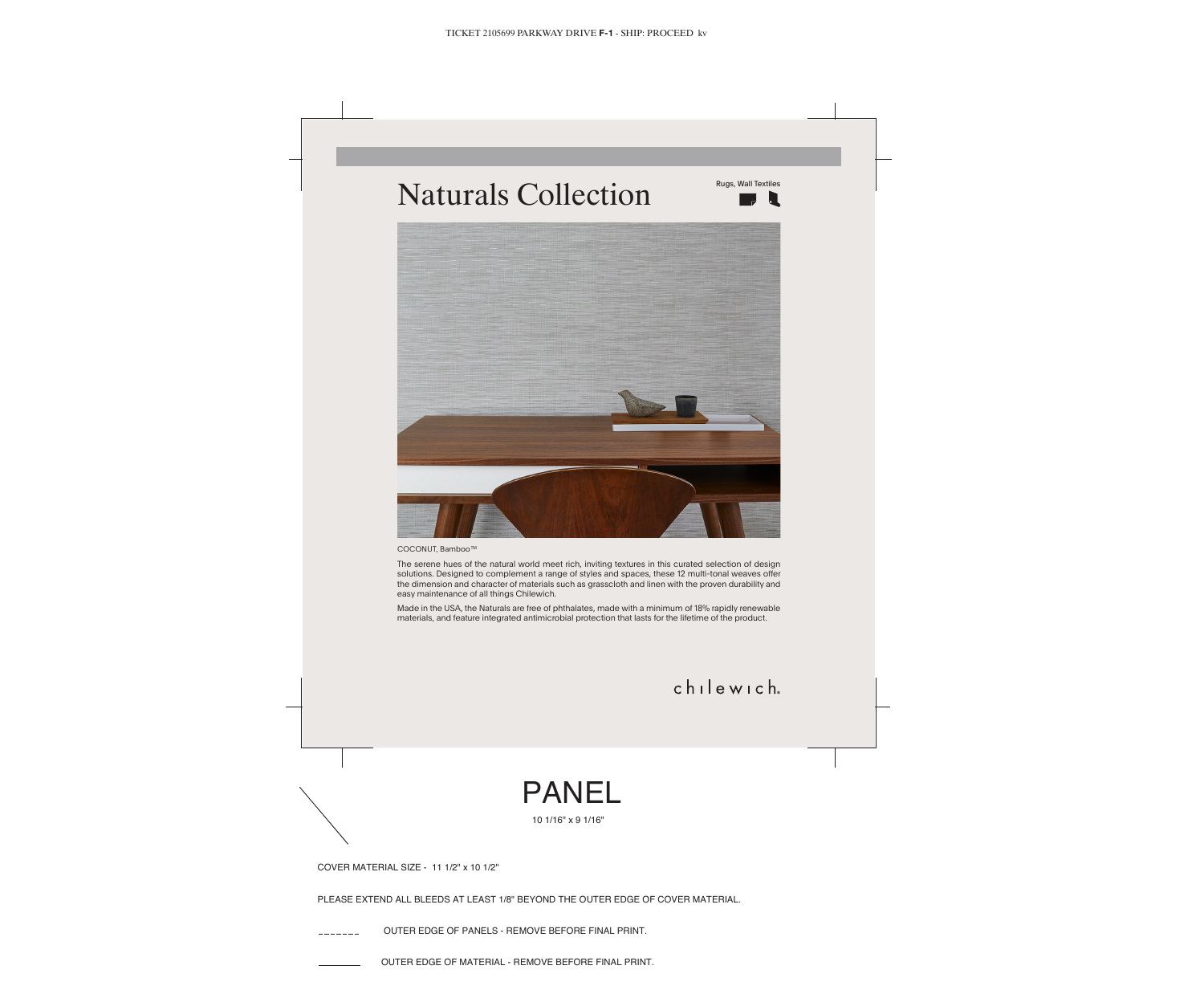TICKET 2105699 PARKWAY DRIVE **F-1** - SHIP: PROCEED kv

# Naturals Collection

Rugs, Wall Textiles

COCONUT, Bamboo™

The serene hues of the natural world meet rich, inviting textures in this curated selection of design solutions. Designed to complement a range of styles and spaces, these 12 multi-tonal weaves offer the dimension and character of materials such as grasscloth and linen with the proven durability and easy maintenance of all things Chilewich.

Made in the USA, the Naturals are free of phthalates, made with a minimum of 18% rapidly renewable materials, and feature integrated antimicrobial protection that lasts for the lifetime of the product.

chilewich.

# PANEL

10 1/16" x 9 1/16"

COVER MATERIAL SIZE - 11 1/2" x 10 1/2"

PLEASE EXTEND ALL BLEEDS AT LEAST 1/8" BEYOND THE OUTER EDGE OF COVER MATERIAL.

------- OUTER EDGE OF PANELS - REMOVE BEFORE FINAL PRINT.

_______ OUTER EDGE OF MATERIAL - REMOVE BEFORE FINAL PRINT.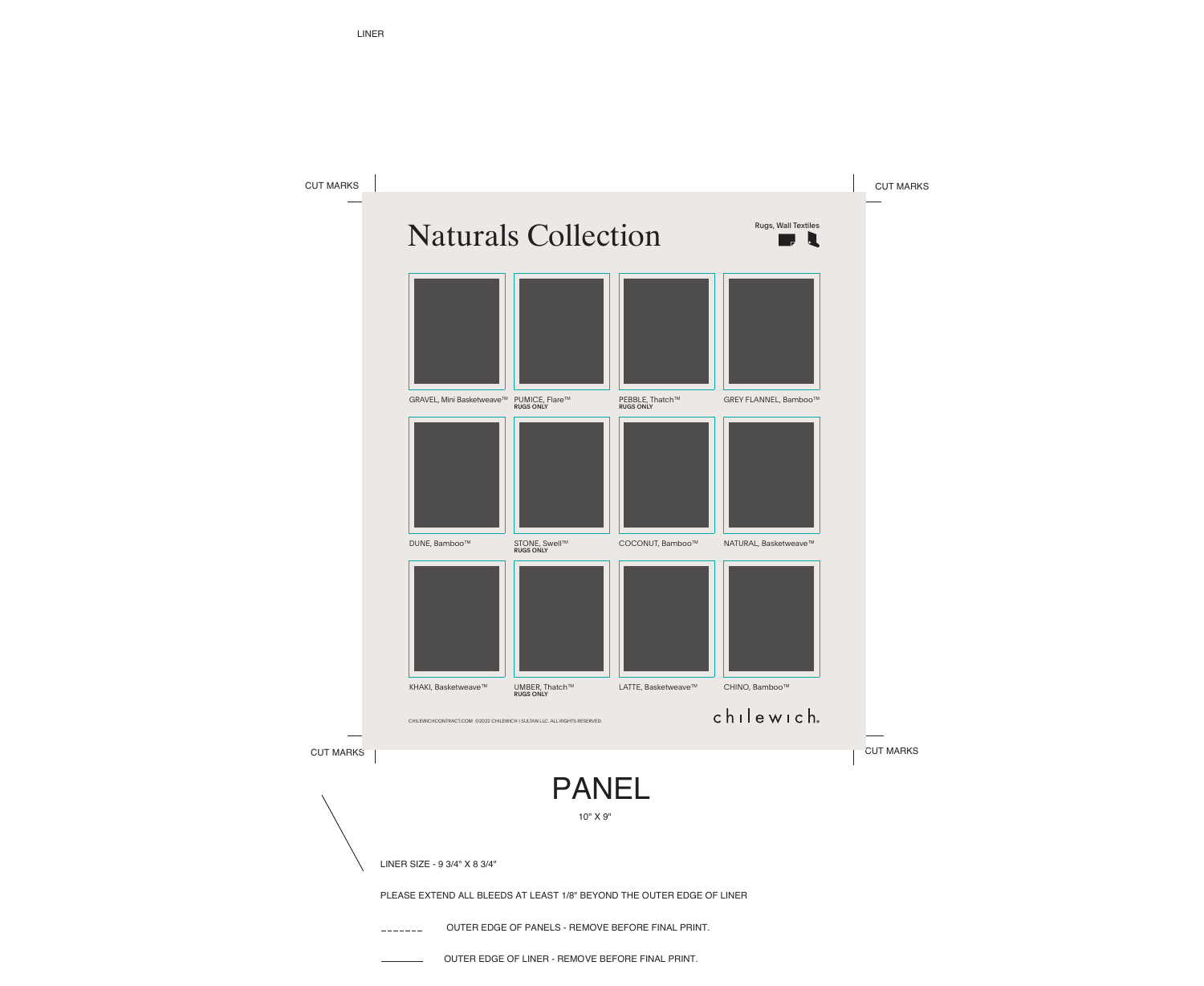LINER

CUT MARKS

CUT MARKS

# Naturals Collection

Rugs, Wall Textiles

| | | | |
|---|---|---|---|
| GRAVEL, Mini Basketweave™ | PUMICE, Flare™ **RUGS ONLY** | PEBBLE, Thatch™ **RUGS ONLY** | GREY FLANNEL, Bamboo™ |
| DUNE, Bamboo™ | STONE, Swell™ **RUGS ONLY** | COCONUT, Bamboo™ | NATURAL, Basketweave™ |
| KHAKI, Basketweave™ | UMBER, Thatch™ **RUGS ONLY** | LATTE, Basketweave™ | CHINO, Bamboo™ |

CHILEWICHCONTRACT.COM ©2022 CHILEWICH | SULTAN LLC. ALL RIGHTS RESERVED.

chilewich

CUT MARKS

CUT MARKS

# PANEL

10" X 9"

LINER SIZE - 9 3/4" X 8 3/4"

PLEASE EXTEND ALL BLEEDS AT LEAST 1/8" BEYOND THE OUTER EDGE OF LINER

------- OUTER EDGE OF PANELS - REMOVE BEFORE FINAL PRINT.

_______ OUTER EDGE OF LINER - REMOVE BEFORE FINAL PRINT.